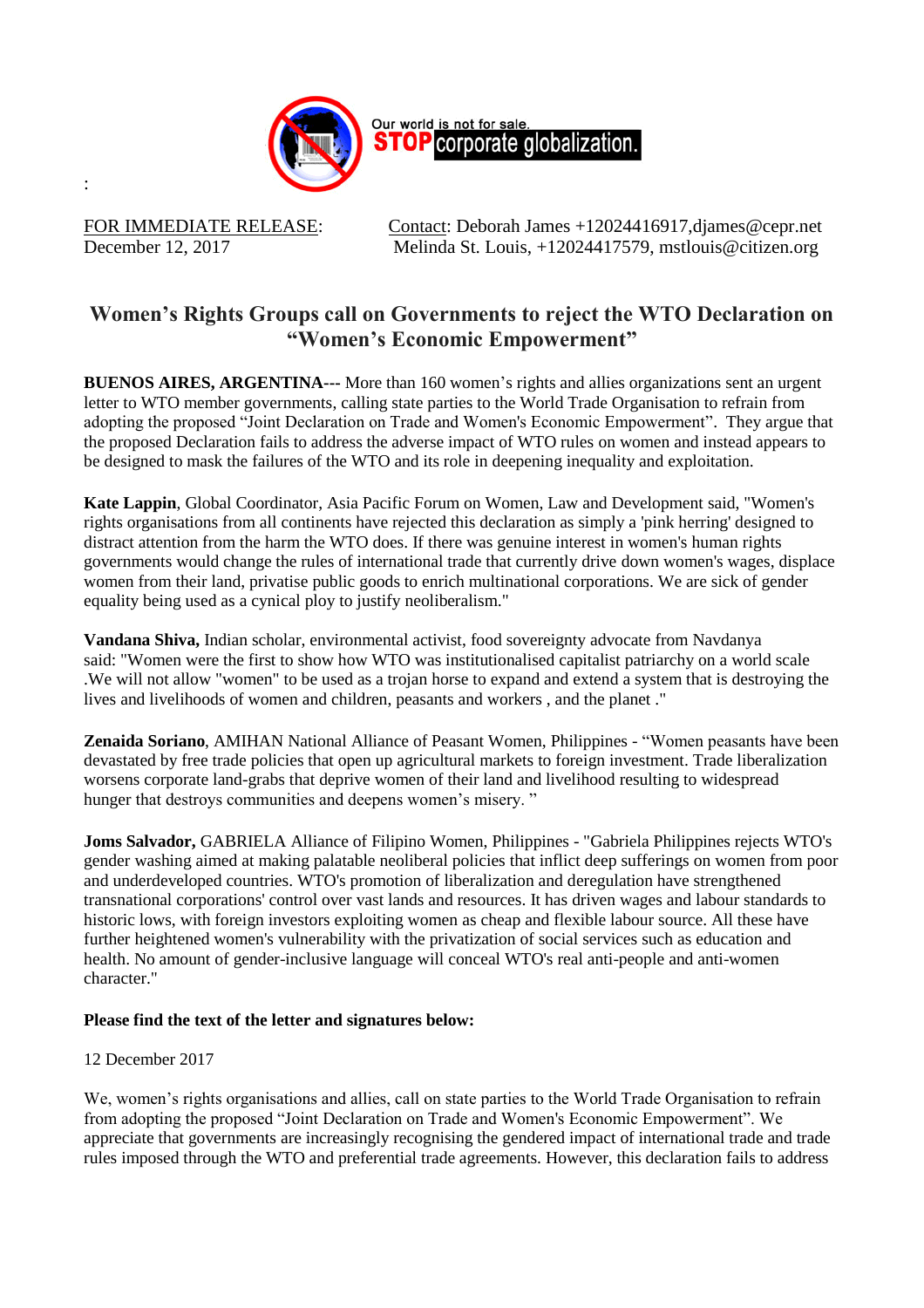Our world is not for sale.
**STOP** corporate globalization.

:

FOR IMMEDIATE RELEASE:
December 12, 2017

Contact: Deborah James +12024416917,djames@cepr.net
Melinda St. Louis, +12024417579, mstlouis@citizen.org

# Women's Rights Groups call on Governments to reject the WTO Declaration on "Women's Economic Empowerment"

**BUENOS AIRES, ARGENTINA**--- More than 160 women's rights and allies organizations sent an urgent letter to WTO member governments, calling state parties to the World Trade Organisation to refrain from adopting the proposed "Joint Declaration on Trade and Women's Economic Empowerment". They argue that the proposed Declaration fails to address the adverse impact of WTO rules on women and instead appears to be designed to mask the failures of the WTO and its role in deepening inequality and exploitation.

**Kate Lappin**, Global Coordinator, Asia Pacific Forum on Women, Law and Development said, "Women's rights organisations from all continents have rejected this declaration as simply a 'pink herring' designed to distract attention from the harm the WTO does. If there was genuine interest in women's human rights governments would change the rules of international trade that currently drive down women's wages, displace women from their land, privatise public goods to enrich multinational corporations. We are sick of gender equality being used as a cynical ploy to justify neoliberalism."

**Vandana Shiva,** Indian scholar, environmental activist, food sovereignty advocate from Navdanya said: "Women were the first to show how WTO was institutionalised capitalist patriarchy on a world scale .We will not allow "women" to be used as a trojan horse to expand and extend a system that is destroying the lives and livelihoods of women and children, peasants and workers , and the planet ."

**Zenaida Soriano**, AMIHAN National Alliance of Peasant Women, Philippines - "Women peasants have been devastated by free trade policies that open up agricultural markets to foreign investment. Trade liberalization worsens corporate land-grabs that deprive women of their land and livelihood resulting to widespread hunger that destroys communities and deepens women's misery. "

**Joms Salvador,** GABRIELA Alliance of Filipino Women, Philippines - "Gabriela Philippines rejects WTO's gender washing aimed at making palatable neoliberal policies that inflict deep sufferings on women from poor and underdeveloped countries. WTO's promotion of liberalization and deregulation have strengthened transnational corporations' control over vast lands and resources. It has driven wages and labour standards to historic lows, with foreign investors exploiting women as cheap and flexible labour source. All these have further heightened women's vulnerability with the privatization of social services such as education and health. No amount of gender-inclusive language will conceal WTO's real anti-people and anti-women character."

**Please find the text of the letter and signatures below:**

12 December 2017

We, women's rights organisations and allies, call on state parties to the World Trade Organisation to refrain from adopting the proposed "Joint Declaration on Trade and Women's Economic Empowerment". We appreciate that governments are increasingly recognising the gendered impact of international trade and trade rules imposed through the WTO and preferential trade agreements. However, this declaration fails to address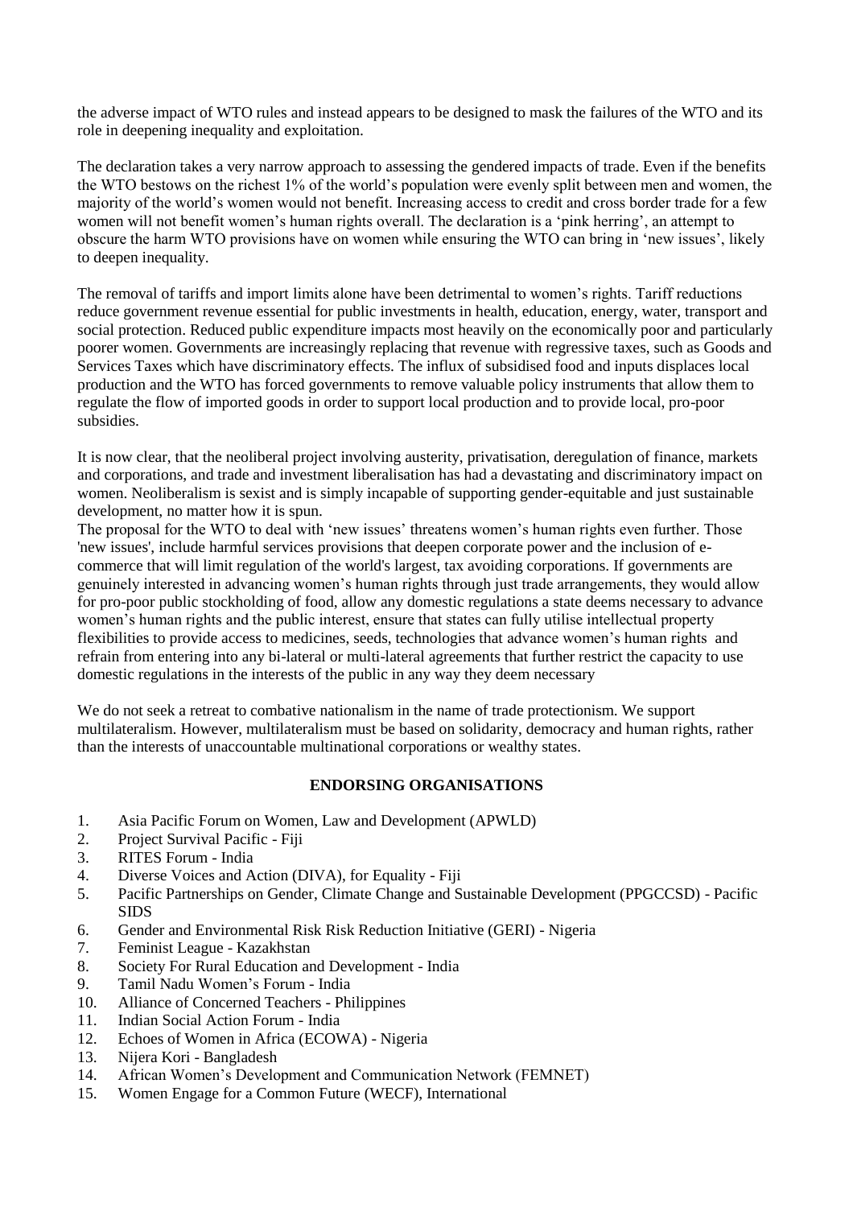the adverse impact of WTO rules and instead appears to be designed to mask the failures of the WTO and its role in deepening inequality and exploitation.

The declaration takes a very narrow approach to assessing the gendered impacts of trade. Even if the benefits the WTO bestows on the richest 1% of the world's population were evenly split between men and women, the majority of the world's women would not benefit. Increasing access to credit and cross border trade for a few women will not benefit women's human rights overall. The declaration is a 'pink herring', an attempt to obscure the harm WTO provisions have on women while ensuring the WTO can bring in 'new issues', likely to deepen inequality.

The removal of tariffs and import limits alone have been detrimental to women's rights. Tariff reductions reduce government revenue essential for public investments in health, education, energy, water, transport and social protection. Reduced public expenditure impacts most heavily on the economically poor and particularly poorer women. Governments are increasingly replacing that revenue with regressive taxes, such as Goods and Services Taxes which have discriminatory effects. The influx of subsidised food and inputs displaces local production and the WTO has forced governments to remove valuable policy instruments that allow them to regulate the flow of imported goods in order to support local production and to provide local, pro-poor subsidies.

It is now clear, that the neoliberal project involving austerity, privatisation, deregulation of finance, markets and corporations, and trade and investment liberalisation has had a devastating and discriminatory impact on women. Neoliberalism is sexist and is simply incapable of supporting gender-equitable and just sustainable development, no matter how it is spun.

The proposal for the WTO to deal with 'new issues' threatens women's human rights even further. Those 'new issues', include harmful services provisions that deepen corporate power and the inclusion of e-commerce that will limit regulation of the world's largest, tax avoiding corporations. If governments are genuinely interested in advancing women's human rights through just trade arrangements, they would allow for pro-poor public stockholding of food, allow any domestic regulations a state deems necessary to advance women's human rights and the public interest, ensure that states can fully utilise intellectual property flexibilities to provide access to medicines, seeds, technologies that advance women's human rights and refrain from entering into any bi-lateral or multi-lateral agreements that further restrict the capacity to use domestic regulations in the interests of the public in any way they deem necessary

We do not seek a retreat to combative nationalism in the name of trade protectionism. We support multilateralism. However, multilateralism must be based on solidarity, democracy and human rights, rather than the interests of unaccountable multinational corporations or wealthy states.

## ENDORSING ORGANISATIONS

1. Asia Pacific Forum on Women, Law and Development (APWLD)
2. Project Survival Pacific - Fiji
3. RITES Forum - India
4. Diverse Voices and Action (DIVA), for Equality - Fiji
5. Pacific Partnerships on Gender, Climate Change and Sustainable Development (PPGCCSD) - Pacific SIDS
6. Gender and Environmental Risk Risk Reduction Initiative (GERI) - Nigeria
7. Feminist League - Kazakhstan
8. Society For Rural Education and Development - India
9. Tamil Nadu Women's Forum - India
10. Alliance of Concerned Teachers - Philippines
11. Indian Social Action Forum - India
12. Echoes of Women in Africa (ECOWA) - Nigeria
13. Nijera Kori - Bangladesh
14. African Women's Development and Communication Network (FEMNET)
15. Women Engage for a Common Future (WECF), International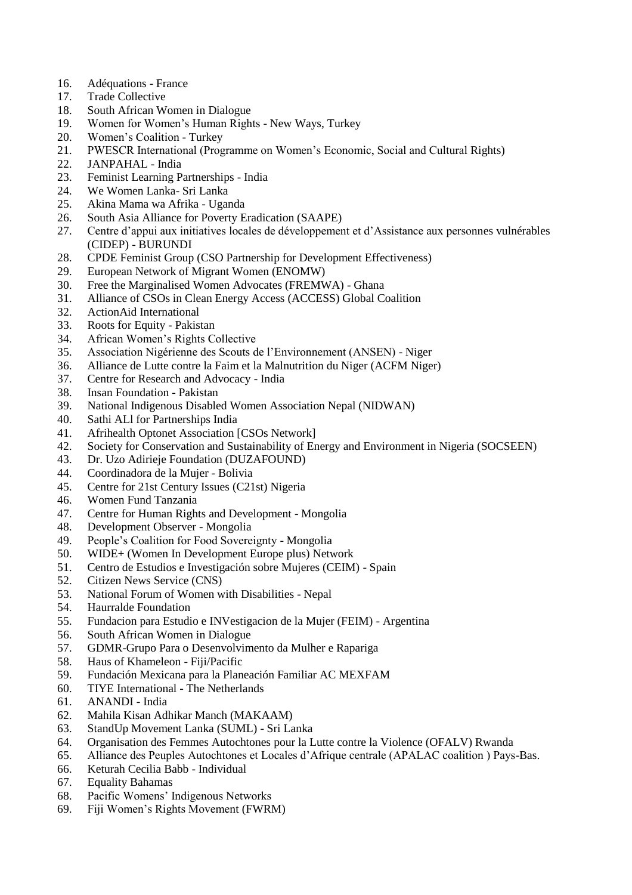16. Adéquations - France
17. Trade Collective
18. South African Women in Dialogue
19. Women for Women's Human Rights - New Ways, Turkey
20. Women's Coalition - Turkey
21. PWESCR International (Programme on Women's Economic, Social and Cultural Rights)
22. JANPAHAL - India
23. Feminist Learning Partnerships - India
24. We Women Lanka- Sri Lanka
25. Akina Mama wa Afrika - Uganda
26. South Asia Alliance for Poverty Eradication (SAAPE)
27. Centre d'appui aux initiatives locales de développement et d'Assistance aux personnes vulnérables (CIDEP) - BURUNDI
28. CPDE Feminist Group (CSO Partnership for Development Effectiveness)
29. European Network of Migrant Women (ENOMW)
30. Free the Marginalised Women Advocates (FREMWA) - Ghana
31. Alliance of CSOs in Clean Energy Access (ACCESS) Global Coalition
32. ActionAid International
33. Roots for Equity - Pakistan
34. African Women's Rights Collective
35. Association Nigérienne des Scouts de l'Environnement (ANSEN) - Niger
36. Alliance de Lutte contre la Faim et la Malnutrition du Niger (ACFM Niger)
37. Centre for Research and Advocacy - India
38. Insan Foundation - Pakistan
39. National Indigenous Disabled Women Association Nepal (NIDWAN)
40. Sathi ALl for Partnerships India
41. Afrihealth Optonet Association [CSOs Network]
42. Society for Conservation and Sustainability of Energy and Environment in Nigeria (SOCSEEN)
43. Dr. Uzo Adirieje Foundation (DUZAFOUND)
44. Coordinadora de la Mujer - Bolivia
45. Centre for 21st Century Issues (C21st) Nigeria
46. Women Fund Tanzania
47. Centre for Human Rights and Development - Mongolia
48. Development Observer - Mongolia
49. People's Coalition for Food Sovereignty - Mongolia
50. WIDE+ (Women In Development Europe plus) Network
51. Centro de Estudios e Investigación sobre Mujeres (CEIM) - Spain
52. Citizen News Service (CNS)
53. National Forum of Women with Disabilities - Nepal
54. Haurralde Foundation
55. Fundacion para Estudio e INVestigacion de la Mujer (FEIM) - Argentina
56. South African Women in Dialogue
57. GDMR-Grupo Para o Desenvolvimento da Mulher e Rapariga
58. Haus of Khameleon - Fiji/Pacific
59. Fundación Mexicana para la Planeación Familiar AC MEXFAM
60. TIYE International - The Netherlands
61. ANANDI - India
62. Mahila Kisan Adhikar Manch (MAKAAM)
63. StandUp Movement Lanka (SUML) - Sri Lanka
64. Organisation des Femmes Autochtones pour la Lutte contre la Violence (OFALV) Rwanda
65. Alliance des Peuples Autochtones et Locales d'Afrique centrale (APALAC coalition ) Pays-Bas.
66. Keturah Cecilia Babb - Individual
67. Equality Bahamas
68. Pacific Womens' Indigenous Networks
69. Fiji Women's Rights Movement (FWRM)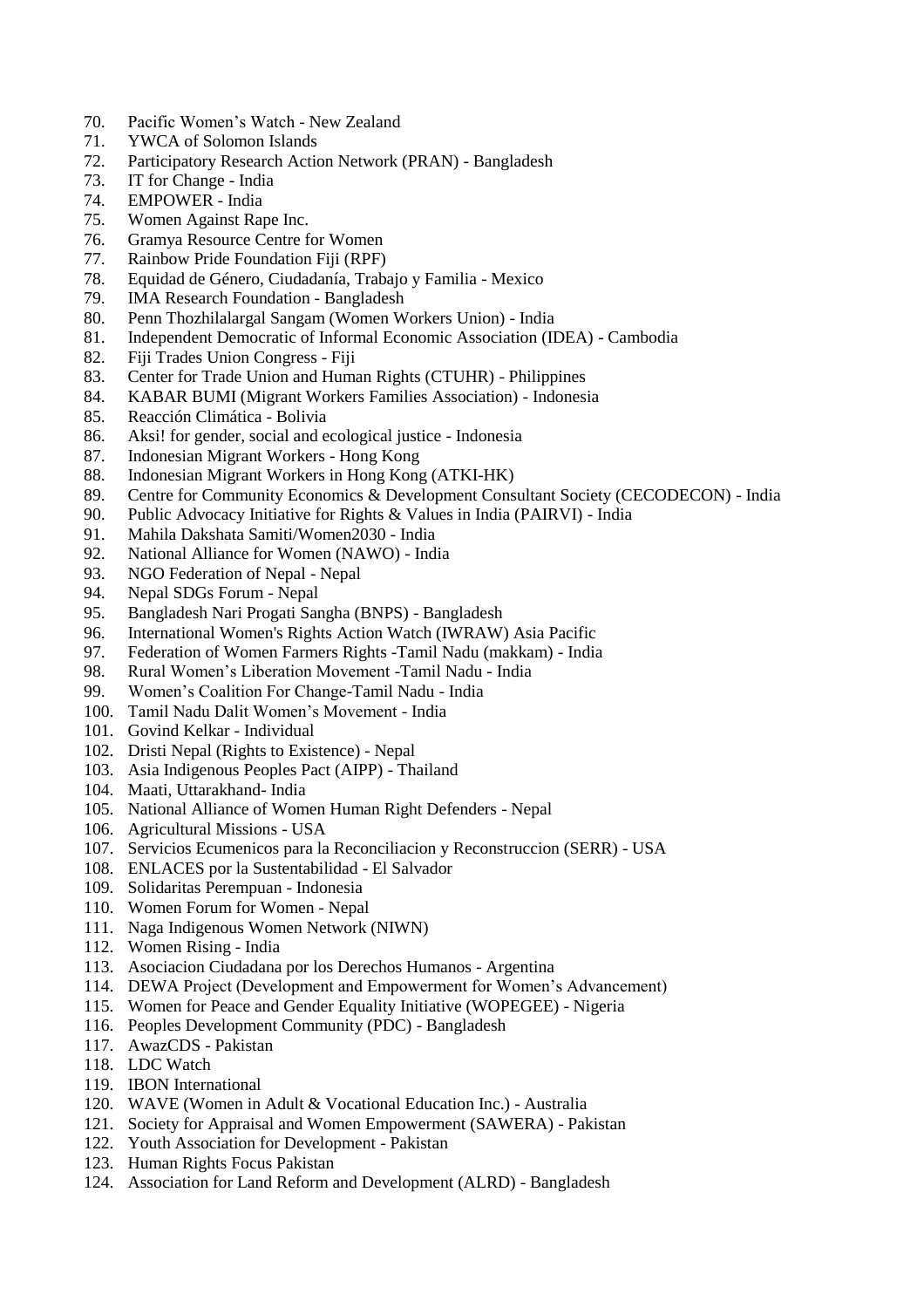70. Pacific Women's Watch - New Zealand
71. YWCA of Solomon Islands
72. Participatory Research Action Network (PRAN) - Bangladesh
73. IT for Change - India
74. EMPOWER - India
75. Women Against Rape Inc.
76. Gramya Resource Centre for Women
77. Rainbow Pride Foundation Fiji (RPF)
78. Equidad de Género, Ciudadanía, Trabajo y Familia - Mexico
79. IMA Research Foundation - Bangladesh
80. Penn Thozhilalargal Sangam (Women Workers Union) - India
81. Independent Democratic of Informal Economic Association (IDEA) - Cambodia
82. Fiji Trades Union Congress - Fiji
83. Center for Trade Union and Human Rights (CTUHR) - Philippines
84. KABAR BUMI (Migrant Workers Families Association) - Indonesia
85. Reacción Climática - Bolivia
86. Aksi! for gender, social and ecological justice - Indonesia
87. Indonesian Migrant Workers - Hong Kong
88. Indonesian Migrant Workers in Hong Kong (ATKI-HK)
89. Centre for Community Economics & Development Consultant Society (CECODECON) - India
90. Public Advocacy Initiative for Rights & Values in India (PAIRVI) - India
91. Mahila Dakshata Samiti/Women2030 - India
92. National Alliance for Women (NAWO) - India
93. NGO Federation of Nepal - Nepal
94. Nepal SDGs Forum - Nepal
95. Bangladesh Nari Progati Sangha (BNPS) - Bangladesh
96. International Women's Rights Action Watch (IWRAW) Asia Pacific
97. Federation of Women Farmers Rights -Tamil Nadu (makkam) - India
98. Rural Women's Liberation Movement -Tamil Nadu - India
99. Women's Coalition For Change-Tamil Nadu - India
100. Tamil Nadu Dalit Women's Movement - India
101. Govind Kelkar - Individual
102. Dristi Nepal (Rights to Existence) - Nepal
103. Asia Indigenous Peoples Pact (AIPP) - Thailand
104. Maati, Uttarakhand- India
105. National Alliance of Women Human Right Defenders - Nepal
106. Agricultural Missions - USA
107. Servicios Ecumenicos para la Reconciliacion y Reconstruccion (SERR) - USA
108. ENLACES por la Sustentabilidad - El Salvador
109. Solidaritas Perempuan - Indonesia
110. Women Forum for Women - Nepal
111. Naga Indigenous Women Network (NIWN)
112. Women Rising - India
113. Asociacion Ciudadana por los Derechos Humanos - Argentina
114. DEWA Project (Development and Empowerment for Women's Advancement)
115. Women for Peace and Gender Equality Initiative (WOPEGEE) - Nigeria
116. Peoples Development Community (PDC) - Bangladesh
117. AwazCDS - Pakistan
118. LDC Watch
119. IBON International
120. WAVE (Women in Adult & Vocational Education Inc.) - Australia
121. Society for Appraisal and Women Empowerment (SAWERA) - Pakistan
122. Youth Association for Development - Pakistan
123. Human Rights Focus Pakistan
124. Association for Land Reform and Development (ALRD) - Bangladesh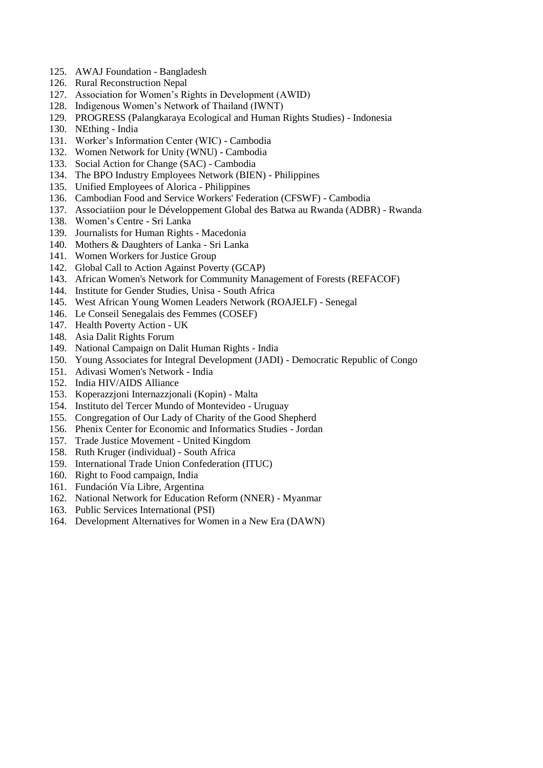125. AWAJ Foundation - Bangladesh
126. Rural Reconstruction Nepal
127. Association for Women's Rights in Development (AWID)
128. Indigenous Women's Network of Thailand (IWNT)
129. PROGRESS (Palangkaraya Ecological and Human Rights Studies) - Indonesia
130. NEthing - India
131. Worker's Information Center (WIC) - Cambodia
132. Women Network for Unity (WNU) - Cambodia
133. Social Action for Change (SAC) - Cambodia
134. The BPO Industry Employees Network (BIEN) - Philippines
135. Unified Employees of Alorica - Philippines
136. Cambodian Food and Service Workers' Federation (CFSWF) - Cambodia
137. Associatiion pour le Développement Global des Batwa au Rwanda (ADBR) - Rwanda
138. Women's Centre - Sri Lanka
139. Journalists for Human Rights - Macedonia
140. Mothers & Daughters of Lanka - Sri Lanka
141. Women Workers for Justice Group
142. Global Call to Action Against Poverty (GCAP)
143. African Women's Network for Community Management of Forests (REFACOF)
144. Institute for Gender Studies, Unisa - South Africa
145. West African Young Women Leaders Network (ROAJELF) - Senegal
146. Le Conseil Senegalais des Femmes (COSEF)
147. Health Poverty Action - UK
148. Asia Dalit Rights Forum
149. National Campaign on Dalit Human Rights - India
150. Young Associates for Integral Development (JADI) - Democratic Republic of Congo
151. Adivasi Women's Network - India
152. India HIV/AIDS Alliance
153. Koperazzjoni Internazzjonali (Kopin) - Malta
154. Instituto del Tercer Mundo of Montevideo - Uruguay
155. Congregation of Our Lady of Charity of the Good Shepherd
156. Phenix Center for Economic and Informatics Studies - Jordan
157. Trade Justice Movement - United Kingdom
158. Ruth Kruger (individual) - South Africa
159. International Trade Union Confederation (ITUC)
160. Right to Food campaign, India
161. Fundación Vía Libre, Argentina
162. National Network for Education Reform (NNER) - Myanmar
163. Public Services International (PSI)
164. Development Alternatives for Women in a New Era (DAWN)